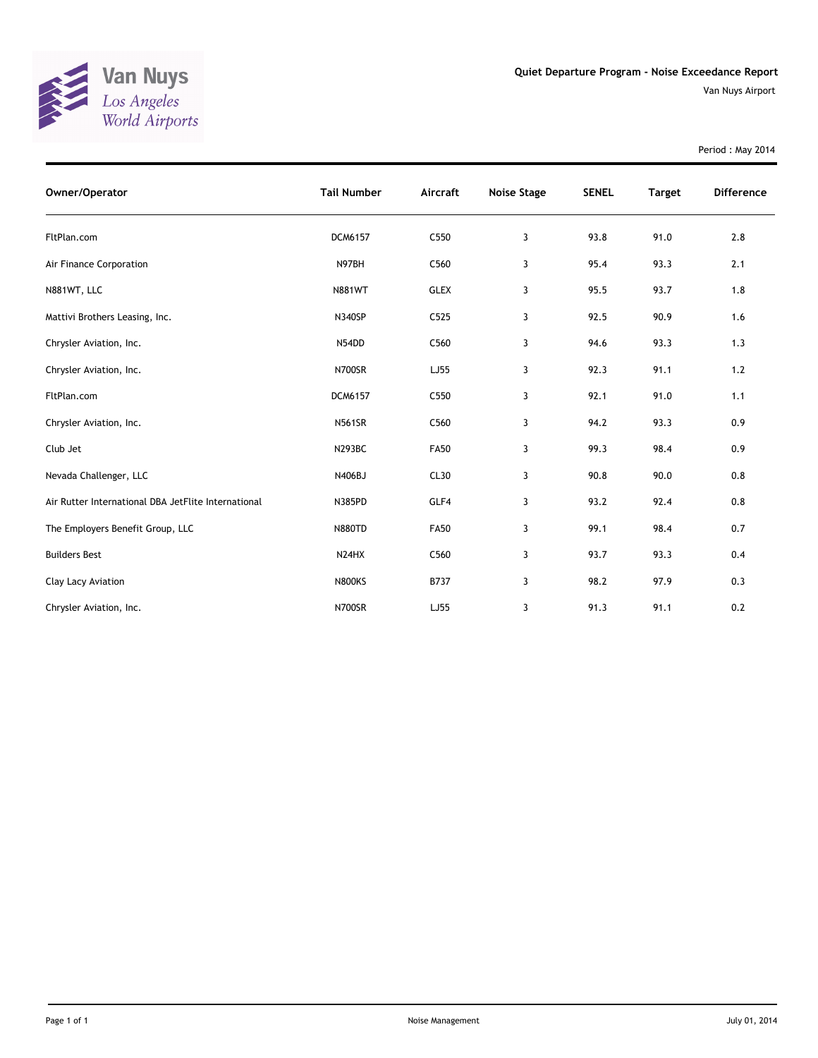Van Nuys
Los Angeles
World Airports

## Quiet Departure Program - Noise Exceedance Report

Van Nuys Airport

Period : May 2014

| Owner/Operator | Tail Number | Aircraft | Noise Stage | SENEL | Target | Difference |
|---|---|---|---|---|---|---|
| FltPlan.com | DCM6157 | C550 | 3 | 93.8 | 91.0 | 2.8 |
| Air Finance Corporation | N97BH | C560 | 3 | 95.4 | 93.3 | 2.1 |
| N881WT, LLC | N881WT | GLEX | 3 | 95.5 | 93.7 | 1.8 |
| Mattivi Brothers Leasing, Inc. | N340SP | C525 | 3 | 92.5 | 90.9 | 1.6 |
| Chrysler Aviation, Inc. | N54DD | C560 | 3 | 94.6 | 93.3 | 1.3 |
| Chrysler Aviation, Inc. | N700SR | LJ55 | 3 | 92.3 | 91.1 | 1.2 |
| FltPlan.com | DCM6157 | C550 | 3 | 92.1 | 91.0 | 1.1 |
| Chrysler Aviation, Inc. | N561SR | C560 | 3 | 94.2 | 93.3 | 0.9 |
| Club Jet | N293BC | FA50 | 3 | 99.3 | 98.4 | 0.9 |
| Nevada Challenger, LLC | N406BJ | CL30 | 3 | 90.8 | 90.0 | 0.8 |
| Air Rutter International DBA JetFlite International | N385PD | GLF4 | 3 | 93.2 | 92.4 | 0.8 |
| The Employers Benefit Group, LLC | N880TD | FA50 | 3 | 99.1 | 98.4 | 0.7 |
| Builders Best | N24HX | C560 | 3 | 93.7 | 93.3 | 0.4 |
| Clay Lacy Aviation | N800KS | B737 | 3 | 98.2 | 97.9 | 0.3 |
| Chrysler Aviation, Inc. | N700SR | LJ55 | 3 | 91.3 | 91.1 | 0.2 |

Noise Management

July 01, 2014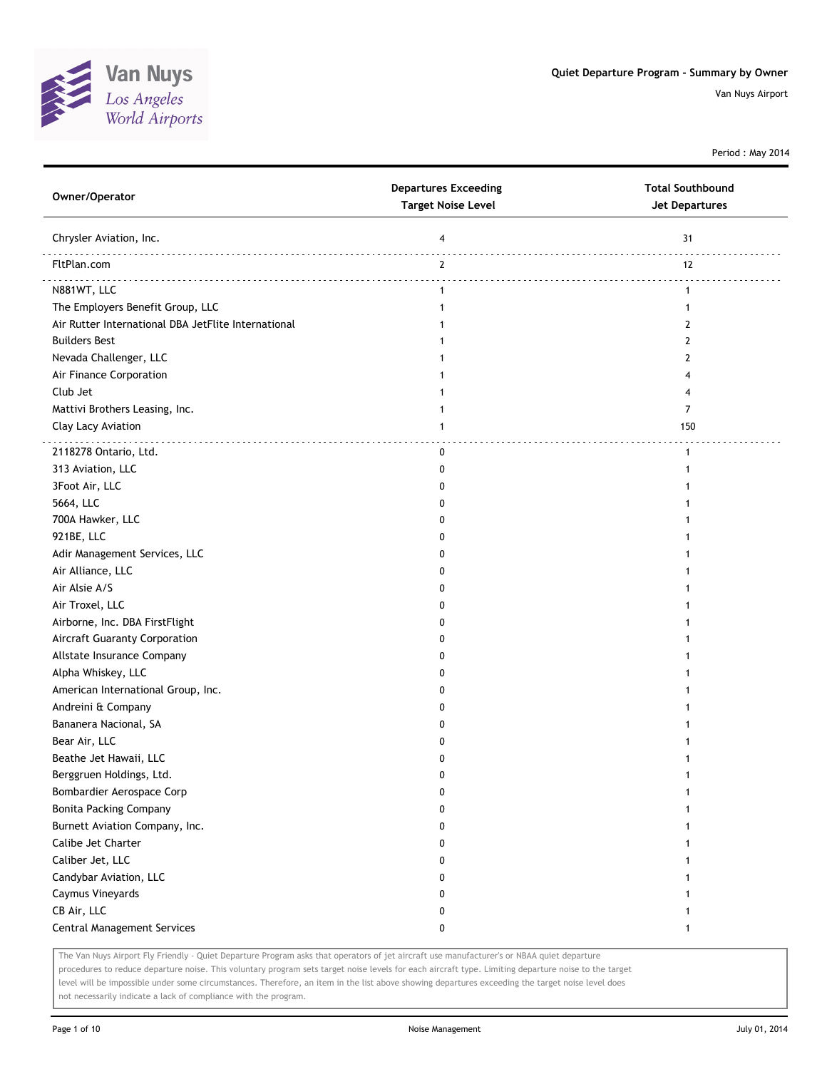Van Nuys
Los Angeles
World Airports

# Quiet Departure Program - Summary by Owner

Van Nuys Airport

Period : May 2014

| Owner/Operator | Departures Exceeding Target Noise Level | Total Southbound Jet Departures |
|---|---|---|
| Chrysler Aviation, Inc. | 4 | 31 |
| FltPlan.com | 2 | 12 |
| N881WT, LLC | 1 | 1 |
| The Employers Benefit Group, LLC | 1 | 1 |
| Air Rutter International DBA JetFlite International | 1 | 2 |
| Builders Best | 1 | 2 |
| Nevada Challenger, LLC | 1 | 2 |
| Air Finance Corporation | 1 | 4 |
| Club Jet | 1 | 4 |
| Mattivi Brothers Leasing, Inc. | 1 | 7 |
| Clay Lacy Aviation | 1 | 150 |
| 2118278 Ontario, Ltd. | 0 | 1 |
| 313 Aviation, LLC | 0 | 1 |
| 3Foot Air, LLC | 0 | 1 |
| 5664, LLC | 0 | 1 |
| 700A Hawker, LLC | 0 | 1 |
| 921BE, LLC | 0 | 1 |
| Adir Management Services, LLC | 0 | 1 |
| Air Alliance, LLC | 0 | 1 |
| Air Alsie A/S | 0 | 1 |
| Air Troxel, LLC | 0 | 1 |
| Airborne, Inc. DBA FirstFlight | 0 | 1 |
| Aircraft Guaranty Corporation | 0 | 1 |
| Allstate Insurance Company | 0 | 1 |
| Alpha Whiskey, LLC | 0 | 1 |
| American International Group, Inc. | 0 | 1 |
| Andreini & Company | 0 | 1 |
| Bananera Nacional, SA | 0 | 1 |
| Bear Air, LLC | 0 | 1 |
| Beathe Jet Hawaii, LLC | 0 | 1 |
| Berggruen Holdings, Ltd. | 0 | 1 |
| Bombardier Aerospace Corp | 0 | 1 |
| Bonita Packing Company | 0 | 1 |
| Burnett Aviation Company, Inc. | 0 | 1 |
| Calibe Jet Charter | 0 | 1 |
| Caliber Jet, LLC | 0 | 1 |
| Candybar Aviation, LLC | 0 | 1 |
| Caymus Vineyards | 0 | 1 |
| CB Air, LLC | 0 | 1 |
| Central Management Services | 0 | 1 |

The Van Nuys Airport Fly Friendly - Quiet Departure Program asks that operators of jet aircraft use manufacturer's or NBAA quiet departure procedures to reduce departure noise. This voluntary program sets target noise levels for each aircraft type. Limiting departure noise to the target level will be impossible under some circumstances. Therefore, an item in the list above showing departures exceeding the target noise level does not necessarily indicate a lack of compliance with the program.

Noise Management

July 01, 2014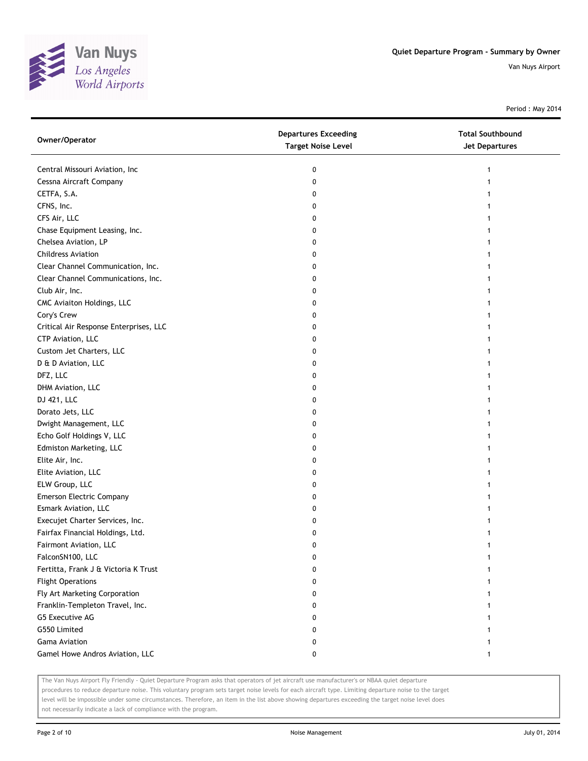Quiet Departure Program - Summary by Owner

Van Nuys Airport

Period : May 2014

| Owner/Operator | Departures Exceeding Target Noise Level | Total Southbound Jet Departures |
|---|---|---|
| Central Missouri Aviation, Inc | 0 | 1 |
| Cessna Aircraft Company | 0 | 1 |
| CETFA, S.A. | 0 | 1 |
| CFNS, Inc. | 0 | 1 |
| CFS Air, LLC | 0 | 1 |
| Chase Equipment Leasing, Inc. | 0 | 1 |
| Chelsea Aviation, LP | 0 | 1 |
| Childress Aviation | 0 | 1 |
| Clear Channel Communication, Inc. | 0 | 1 |
| Clear Channel Communications, Inc. | 0 | 1 |
| Club Air, Inc. | 0 | 1 |
| CMC Aviaiton Holdings, LLC | 0 | 1 |
| Cory's Crew | 0 | 1 |
| Critical Air Response Enterprises, LLC | 0 | 1 |
| CTP Aviation, LLC | 0 | 1 |
| Custom Jet Charters, LLC | 0 | 1 |
| D & D Aviation, LLC | 0 | 1 |
| DFZ, LLC | 0 | 1 |
| DHM Aviation, LLC | 0 | 1 |
| DJ 421, LLC | 0 | 1 |
| Dorato Jets, LLC | 0 | 1 |
| Dwight Management, LLC | 0 | 1 |
| Echo Golf Holdings V, LLC | 0 | 1 |
| Edmiston Marketing, LLC | 0 | 1 |
| Elite Air, Inc. | 0 | 1 |
| Elite Aviation, LLC | 0 | 1 |
| ELW Group, LLC | 0 | 1 |
| Emerson Electric Company | 0 | 1 |
| Esmark Aviation, LLC | 0 | 1 |
| Execujet Charter Services, Inc. | 0 | 1 |
| Fairfax Financial Holdings, Ltd. | 0 | 1 |
| Fairmont Aviation, LLC | 0 | 1 |
| FalconSN100, LLC | 0 | 1 |
| Fertitta, Frank J & Victoria K Trust | 0 | 1 |
| Flight Operations | 0 | 1 |
| Fly Art Marketing Corporation | 0 | 1 |
| Franklin-Templeton Travel, Inc. | 0 | 1 |
| G5 Executive AG | 0 | 1 |
| G550 Limited | 0 | 1 |
| Gama Aviation | 0 | 1 |
| Gamel Howe Andros Aviation, LLC | 0 | 1 |

The Van Nuys Airport Fly Friendly - Quiet Departure Program asks that operators of jet aircraft use manufacturer's or NBAA quiet departure procedures to reduce departure noise. This voluntary program sets target noise levels for each aircraft type. Limiting departure noise to the target level will be impossible under some circumstances. Therefore, an item in the list above showing departures exceeding the target noise level does not necessarily indicate a lack of compliance with the program.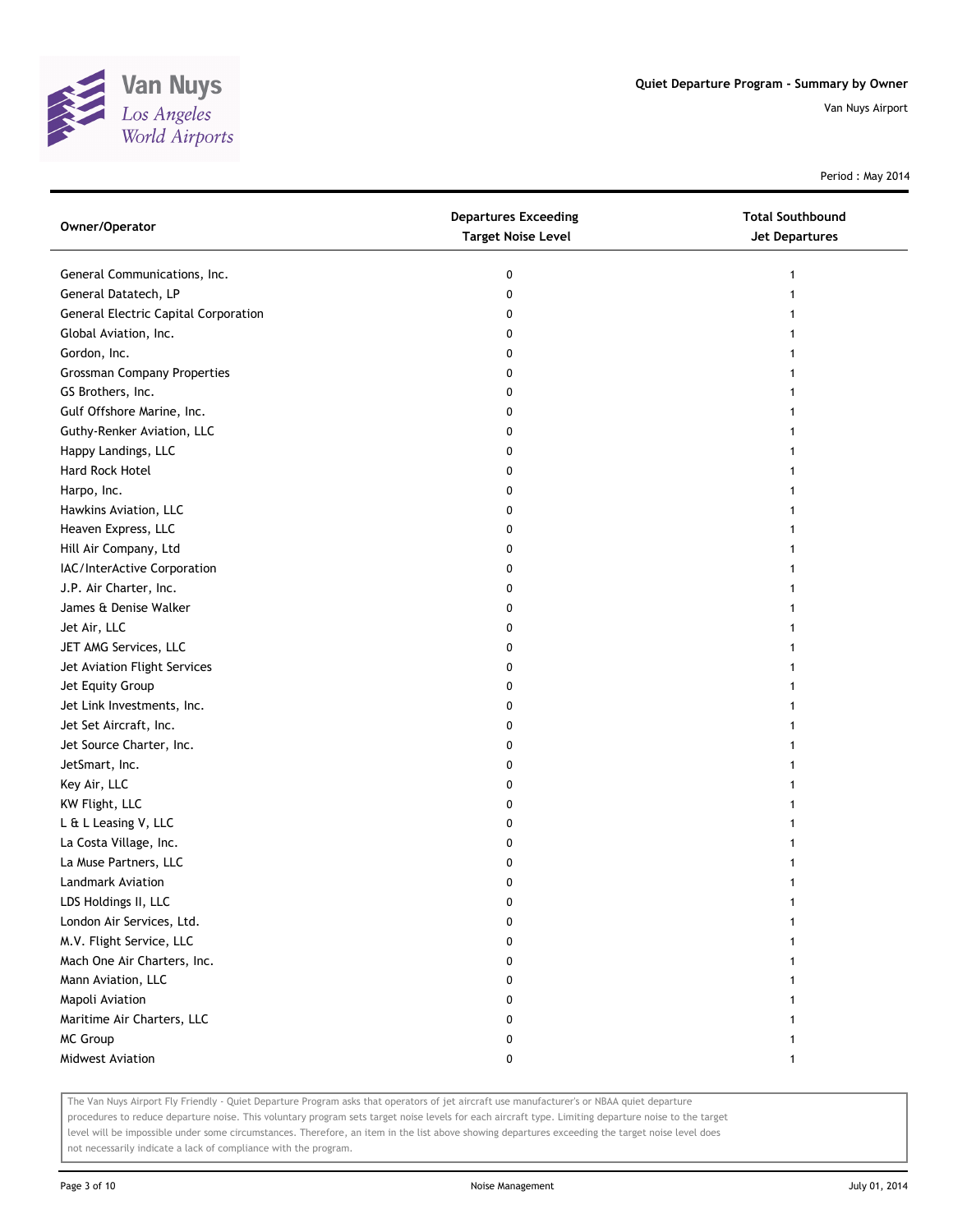## Quiet Departure Program - Summary by Owner

Van Nuys Airport

Period : May 2014

| Owner/Operator | Departures Exceeding Target Noise Level | Total Southbound Jet Departures |
|---|---|---|
| General Communications, Inc. | 0 | 1 |
| General Datatech, LP | 0 | 1 |
| General Electric Capital Corporation | 0 | 1 |
| Global Aviation, Inc. | 0 | 1 |
| Gordon, Inc. | 0 | 1 |
| Grossman Company Properties | 0 | 1 |
| GS Brothers, Inc. | 0 | 1 |
| Gulf Offshore Marine, Inc. | 0 | 1 |
| Guthy-Renker Aviation, LLC | 0 | 1 |
| Happy Landings, LLC | 0 | 1 |
| Hard Rock Hotel | 0 | 1 |
| Harpo, Inc. | 0 | 1 |
| Hawkins Aviation, LLC | 0 | 1 |
| Heaven Express, LLC | 0 | 1 |
| Hill Air Company, Ltd | 0 | 1 |
| IAC/InterActive Corporation | 0 | 1 |
| J.P. Air Charter, Inc. | 0 | 1 |
| James & Denise Walker | 0 | 1 |
| Jet Air, LLC | 0 | 1 |
| JET AMG Services, LLC | 0 | 1 |
| Jet Aviation Flight Services | 0 | 1 |
| Jet Equity Group | 0 | 1 |
| Jet Link Investments, Inc. | 0 | 1 |
| Jet Set Aircraft, Inc. | 0 | 1 |
| Jet Source Charter, Inc. | 0 | 1 |
| JetSmart, Inc. | 0 | 1 |
| Key Air, LLC | 0 | 1 |
| KW Flight, LLC | 0 | 1 |
| L & L Leasing V, LLC | 0 | 1 |
| La Costa Village, Inc. | 0 | 1 |
| La Muse Partners, LLC | 0 | 1 |
| Landmark Aviation | 0 | 1 |
| LDS Holdings II, LLC | 0 | 1 |
| London Air Services, Ltd. | 0 | 1 |
| M.V. Flight Service, LLC | 0 | 1 |
| Mach One Air Charters, Inc. | 0 | 1 |
| Mann Aviation, LLC | 0 | 1 |
| Mapoli Aviation | 0 | 1 |
| Maritime Air Charters, LLC | 0 | 1 |
| MC Group | 0 | 1 |
| Midwest Aviation | 0 | 1 |

The Van Nuys Airport Fly Friendly - Quiet Departure Program asks that operators of jet aircraft use manufacturer's or NBAA quiet departure procedures to reduce departure noise. This voluntary program sets target noise levels for each aircraft type. Limiting departure noise to the target level will be impossible under some circumstances. Therefore, an item in the list above showing departures exceeding the target noise level does not necessarily indicate a lack of compliance with the program.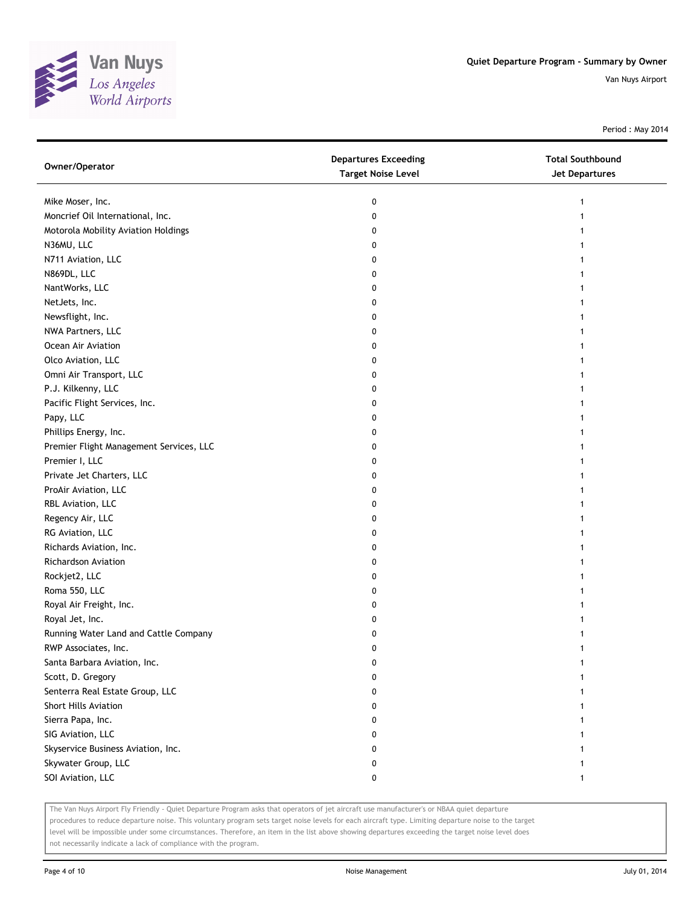# Quiet Departure Program - Summary by Owner

Van Nuys Airport

Period : May 2014

| Owner/Operator | Departures Exceeding Target Noise Level | Total Southbound Jet Departures |
|---|---|---|
| Mike Moser, Inc. | 0 | 1 |
| Moncrief Oil International, Inc. | 0 | 1 |
| Motorola Mobility Aviation Holdings | 0 | 1 |
| N36MU, LLC | 0 | 1 |
| N711 Aviation, LLC | 0 | 1 |
| N869DL, LLC | 0 | 1 |
| NantWorks, LLC | 0 | 1 |
| NetJets, Inc. | 0 | 1 |
| Newsflight, Inc. | 0 | 1 |
| NWA Partners, LLC | 0 | 1 |
| Ocean Air Aviation | 0 | 1 |
| Olco Aviation, LLC | 0 | 1 |
| Omni Air Transport, LLC | 0 | 1 |
| P.J. Kilkenny, LLC | 0 | 1 |
| Pacific Flight Services, Inc. | 0 | 1 |
| Papy, LLC | 0 | 1 |
| Phillips Energy, Inc. | 0 | 1 |
| Premier Flight Management Services, LLC | 0 | 1 |
| Premier I, LLC | 0 | 1 |
| Private Jet Charters, LLC | 0 | 1 |
| ProAir Aviation, LLC | 0 | 1 |
| RBL Aviation, LLC | 0 | 1 |
| Regency Air, LLC | 0 | 1 |
| RG Aviation, LLC | 0 | 1 |
| Richards Aviation, Inc. | 0 | 1 |
| Richardson Aviation | 0 | 1 |
| Rockjet2, LLC | 0 | 1 |
| Roma 550, LLC | 0 | 1 |
| Royal Air Freight, Inc. | 0 | 1 |
| Royal Jet, Inc. | 0 | 1 |
| Running Water Land and Cattle Company | 0 | 1 |
| RWP Associates, Inc. | 0 | 1 |
| Santa Barbara Aviation, Inc. | 0 | 1 |
| Scott, D. Gregory | 0 | 1 |
| Senterra Real Estate Group, LLC | 0 | 1 |
| Short Hills Aviation | 0 | 1 |
| Sierra Papa, Inc. | 0 | 1 |
| SIG Aviation, LLC | 0 | 1 |
| Skyservice Business Aviation, Inc. | 0 | 1 |
| Skywater Group, LLC | 0 | 1 |
| SOI Aviation, LLC | 0 | 1 |

The Van Nuys Airport Fly Friendly - Quiet Departure Program asks that operators of jet aircraft use manufacturer's or NBAA quiet departure procedures to reduce departure noise. This voluntary program sets target noise levels for each aircraft type. Limiting departure noise to the target level will be impossible under some circumstances. Therefore, an item in the list above showing departures exceeding the target noise level does not necessarily indicate a lack of compliance with the program.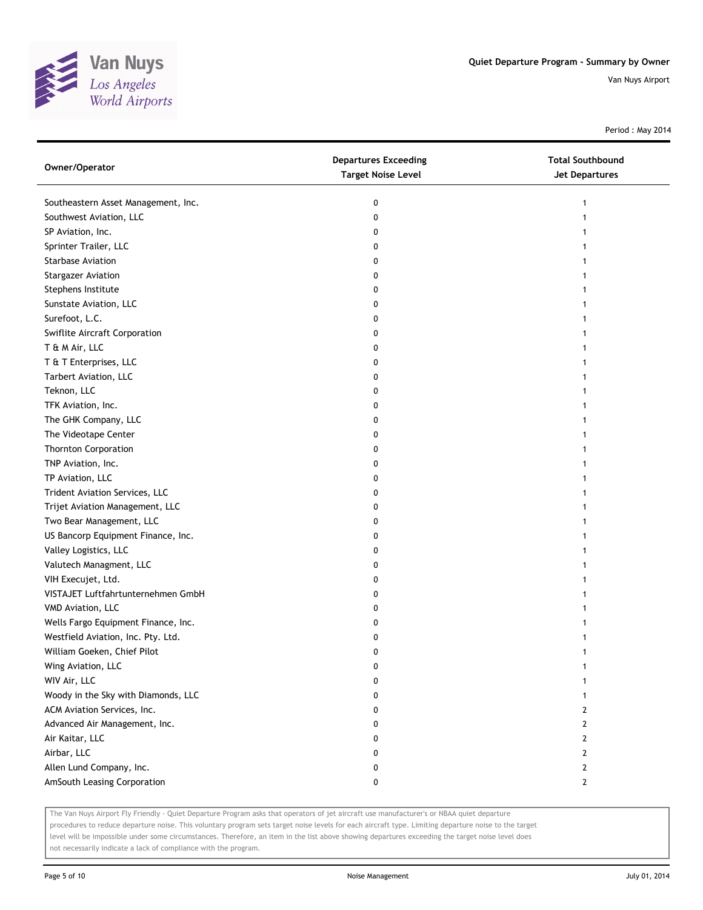# Quiet Departure Program - Summary by Owner

Van Nuys Airport

Period : May 2014

| Owner/Operator | Departures Exceeding Target Noise Level | Total Southbound Jet Departures |
|---|---|---|
| Southeastern Asset Management, Inc. | 0 | 1 |
| Southwest Aviation, LLC | 0 | 1 |
| SP Aviation, Inc. | 0 | 1 |
| Sprinter Trailer, LLC | 0 | 1 |
| Starbase Aviation | 0 | 1 |
| Stargazer Aviation | 0 | 1 |
| Stephens Institute | 0 | 1 |
| Sunstate Aviation, LLC | 0 | 1 |
| Surefoot, L.C. | 0 | 1 |
| Swiflite Aircraft Corporation | 0 | 1 |
| T & M Air, LLC | 0 | 1 |
| T & T Enterprises, LLC | 0 | 1 |
| Tarbert Aviation, LLC | 0 | 1 |
| Teknon, LLC | 0 | 1 |
| TFK Aviation, Inc. | 0 | 1 |
| The GHK Company, LLC | 0 | 1 |
| The Videotape Center | 0 | 1 |
| Thornton Corporation | 0 | 1 |
| TNP Aviation, Inc. | 0 | 1 |
| TP Aviation, LLC | 0 | 1 |
| Trident Aviation Services, LLC | 0 | 1 |
| Trijet Aviation Management, LLC | 0 | 1 |
| Two Bear Management, LLC | 0 | 1 |
| US Bancorp Equipment Finance, Inc. | 0 | 1 |
| Valley Logistics, LLC | 0 | 1 |
| Valutech Managment, LLC | 0 | 1 |
| VIH Execujet, Ltd. | 0 | 1 |
| VISTAJET Luftfahrtunternehmen GmbH | 0 | 1 |
| VMD Aviation, LLC | 0 | 1 |
| Wells Fargo Equipment Finance, Inc. | 0 | 1 |
| Westfield Aviation, Inc. Pty. Ltd. | 0 | 1 |
| William Goeken, Chief Pilot | 0 | 1 |
| Wing Aviation, LLC | 0 | 1 |
| WIV Air, LLC | 0 | 1 |
| Woody in the Sky with Diamonds, LLC | 0 | 1 |
| ACM Aviation Services, Inc. | 0 | 2 |
| Advanced Air Management, Inc. | 0 | 2 |
| Air Kaitar, LLC | 0 | 2 |
| Airbar, LLC | 0 | 2 |
| Allen Lund Company, Inc. | 0 | 2 |
| AmSouth Leasing Corporation | 0 | 2 |

The Van Nuys Airport Fly Friendly - Quiet Departure Program asks that operators of jet aircraft use manufacturer's or NBAA quiet departure procedures to reduce departure noise. This voluntary program sets target noise levels for each aircraft type. Limiting departure noise to the target level will be impossible under some circumstances. Therefore, an item in the list above showing departures exceeding the target noise level does not necessarily indicate a lack of compliance with the program.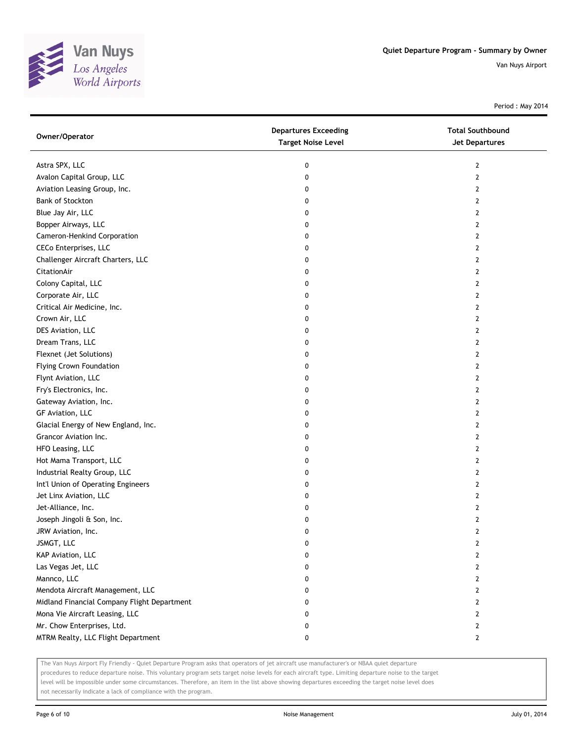# Quiet Departure Program - Summary by Owner

Van Nuys Airport

Period : May 2014

| Owner/Operator | Departures Exceeding Target Noise Level | Total Southbound Jet Departures |
|---|---|---|
| Astra SPX, LLC | 0 | 2 |
| Avalon Capital Group, LLC | 0 | 2 |
| Aviation Leasing Group, Inc. | 0 | 2 |
| Bank of Stockton | 0 | 2 |
| Blue Jay Air, LLC | 0 | 2 |
| Bopper Airways, LLC | 0 | 2 |
| Cameron-Henkind Corporation | 0 | 2 |
| CECo Enterprises, LLC | 0 | 2 |
| Challenger Aircraft Charters, LLC | 0 | 2 |
| CitationAir | 0 | 2 |
| Colony Capital, LLC | 0 | 2 |
| Corporate Air, LLC | 0 | 2 |
| Critical Air Medicine, Inc. | 0 | 2 |
| Crown Air, LLC | 0 | 2 |
| DES Aviation, LLC | 0 | 2 |
| Dream Trans, LLC | 0 | 2 |
| Flexnet (Jet Solutions) | 0 | 2 |
| Flying Crown Foundation | 0 | 2 |
| Flynt Aviation, LLC | 0 | 2 |
| Fry's Electronics, Inc. | 0 | 2 |
| Gateway Aviation, Inc. | 0 | 2 |
| GF Aviation, LLC | 0 | 2 |
| Glacial Energy of New England, Inc. | 0 | 2 |
| Grancor Aviation Inc. | 0 | 2 |
| HFO Leasing, LLC | 0 | 2 |
| Hot Mama Transport, LLC | 0 | 2 |
| Industrial Realty Group, LLC | 0 | 2 |
| Int'l Union of Operating Engineers | 0 | 2 |
| Jet Linx Aviation, LLC | 0 | 2 |
| Jet-Alliance, Inc. | 0 | 2 |
| Joseph Jingoli & Son, Inc. | 0 | 2 |
| JRW Aviation, Inc. | 0 | 2 |
| JSMGT, LLC | 0 | 2 |
| KAP Aviation, LLC | 0 | 2 |
| Las Vegas Jet, LLC | 0 | 2 |
| Mannco, LLC | 0 | 2 |
| Mendota Aircraft Management, LLC | 0 | 2 |
| Midland Financial Company Flight Department | 0 | 2 |
| Mona Vie Aircraft Leasing, LLC | 0 | 2 |
| Mr. Chow Enterprises, Ltd. | 0 | 2 |
| MTRM Realty, LLC Flight Department | 0 | 2 |

The Van Nuys Airport Fly Friendly - Quiet Departure Program asks that operators of jet aircraft use manufacturer's or NBAA quiet departure procedures to reduce departure noise. This voluntary program sets target noise levels for each aircraft type. Limiting departure noise to the target level will be impossible under some circumstances. Therefore, an item in the list above showing departures exceeding the target noise level does not necessarily indicate a lack of compliance with the program.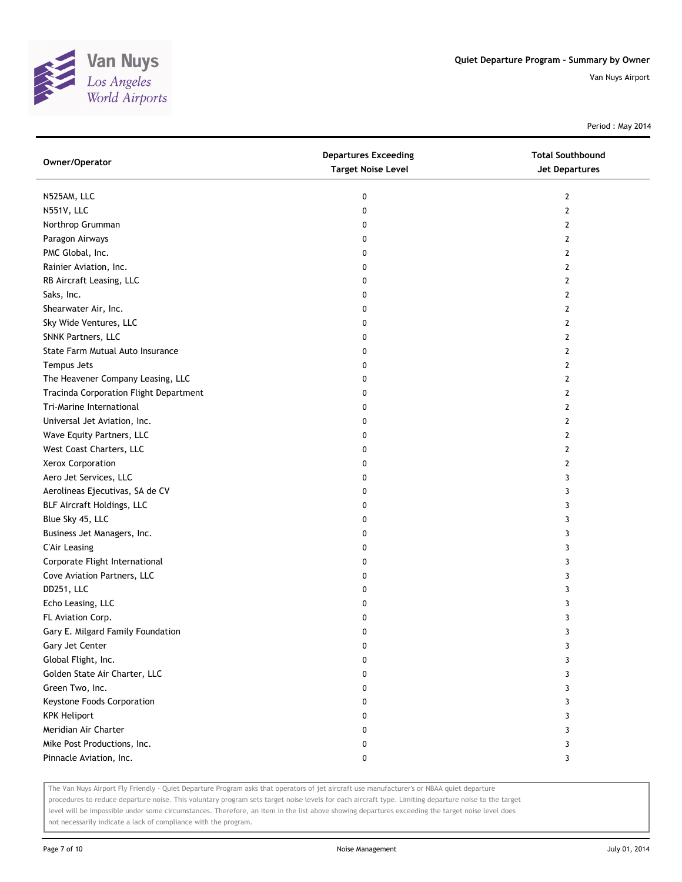Quiet Departure Program - Summary by Owner

Van Nuys Airport

Period : May 2014

| Owner/Operator | Departures Exceeding Target Noise Level | Total Southbound Jet Departures |
| --- | --- | --- |
| N525AM, LLC | 0 | 2 |
| N551V, LLC | 0 | 2 |
| Northrop Grumman | 0 | 2 |
| Paragon Airways | 0 | 2 |
| PMC Global, Inc. | 0 | 2 |
| Rainier Aviation, Inc. | 0 | 2 |
| RB Aircraft Leasing, LLC | 0 | 2 |
| Saks, Inc. | 0 | 2 |
| Shearwater Air, Inc. | 0 | 2 |
| Sky Wide Ventures, LLC | 0 | 2 |
| SNNK Partners, LLC | 0 | 2 |
| State Farm Mutual Auto Insurance | 0 | 2 |
| Tempus Jets | 0 | 2 |
| The Heavener Company Leasing, LLC | 0 | 2 |
| Tracinda Corporation Flight Department | 0 | 2 |
| Tri-Marine International | 0 | 2 |
| Universal Jet Aviation, Inc. | 0 | 2 |
| Wave Equity Partners, LLC | 0 | 2 |
| West Coast Charters, LLC | 0 | 2 |
| Xerox Corporation | 0 | 2 |
| Aero Jet Services, LLC | 0 | 3 |
| Aerolineas Ejecutivas, SA de CV | 0 | 3 |
| BLF Aircraft Holdings, LLC | 0 | 3 |
| Blue Sky 45, LLC | 0 | 3 |
| Business Jet Managers, Inc. | 0 | 3 |
| C'Air Leasing | 0 | 3 |
| Corporate Flight International | 0 | 3 |
| Cove Aviation Partners, LLC | 0 | 3 |
| DD251, LLC | 0 | 3 |
| Echo Leasing, LLC | 0 | 3 |
| FL Aviation Corp. | 0 | 3 |
| Gary E. Milgard Family Foundation | 0 | 3 |
| Gary Jet Center | 0 | 3 |
| Global Flight, Inc. | 0 | 3 |
| Golden State Air Charter, LLC | 0 | 3 |
| Green Two, Inc. | 0 | 3 |
| Keystone Foods Corporation | 0 | 3 |
| KPK Heliport | 0 | 3 |
| Meridian Air Charter | 0 | 3 |
| Mike Post Productions, Inc. | 0 | 3 |
| Pinnacle Aviation, Inc. | 0 | 3 |

The Van Nuys Airport Fly Friendly - Quiet Departure Program asks that operators of jet aircraft use manufacturer's or NBAA quiet departure procedures to reduce departure noise. This voluntary program sets target noise levels for each aircraft type. Limiting departure noise to the target level will be impossible under some circumstances. Therefore, an item in the list above showing departures exceeding the target noise level does not necessarily indicate a lack of compliance with the program.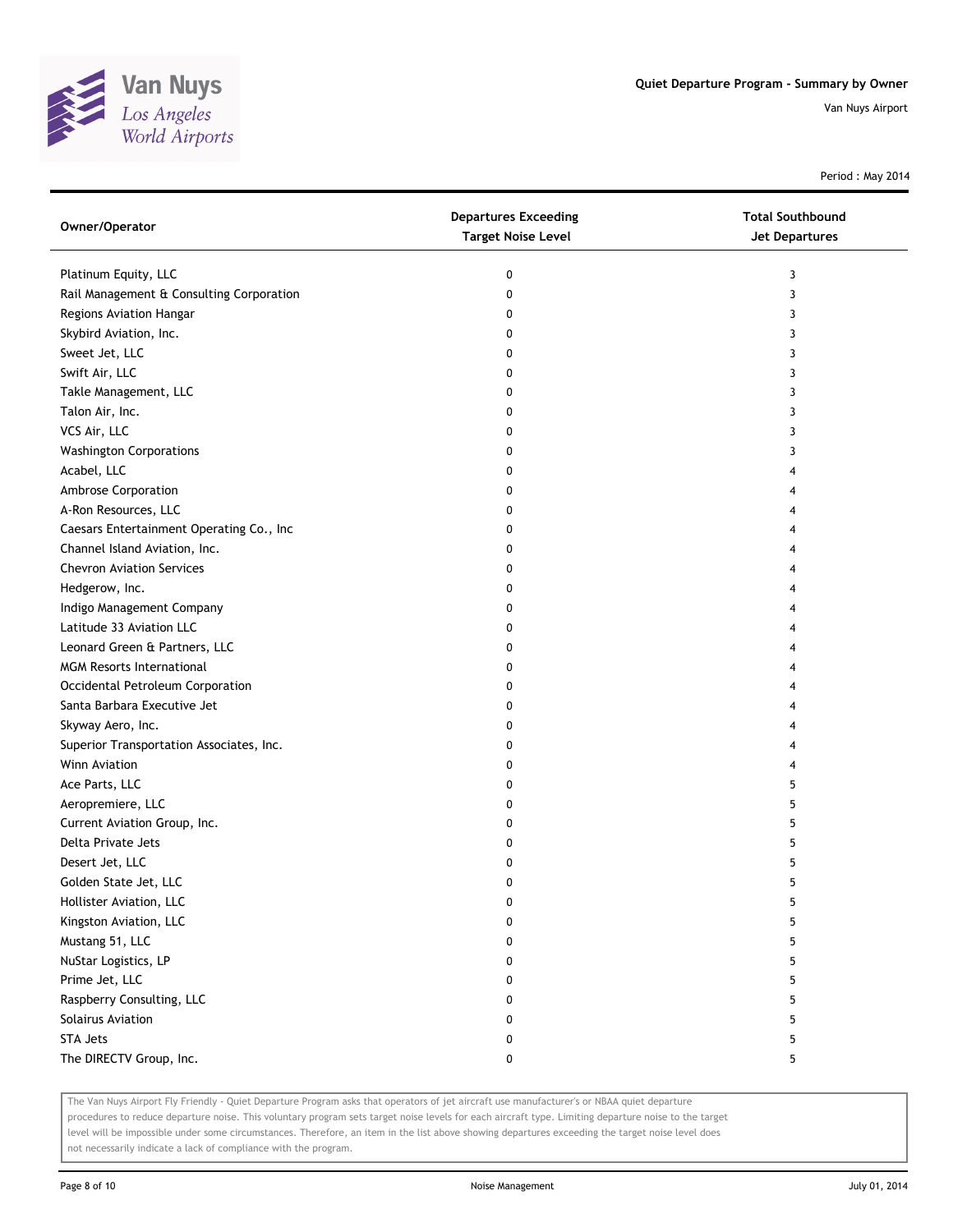Quiet Departure Program - Summary by Owner

Van Nuys Airport

Period : May 2014

| Owner/Operator | Departures Exceeding Target Noise Level | Total Southbound Jet Departures |
|---|---|---|
| Platinum Equity, LLC | 0 | 3 |
| Rail Management & Consulting Corporation | 0 | 3 |
| Regions Aviation Hangar | 0 | 3 |
| Skybird Aviation, Inc. | 0 | 3 |
| Sweet Jet, LLC | 0 | 3 |
| Swift Air, LLC | 0 | 3 |
| Takle Management, LLC | 0 | 3 |
| Talon Air, Inc. | 0 | 3 |
| VCS Air, LLC | 0 | 3 |
| Washington Corporations | 0 | 3 |
| Acabel, LLC | 0 | 4 |
| Ambrose Corporation | 0 | 4 |
| A-Ron Resources, LLC | 0 | 4 |
| Caesars Entertainment Operating Co., Inc | 0 | 4 |
| Channel Island Aviation, Inc. | 0 | 4 |
| Chevron Aviation Services | 0 | 4 |
| Hedgerow, Inc. | 0 | 4 |
| Indigo Management Company | 0 | 4 |
| Latitude 33 Aviation LLC | 0 | 4 |
| Leonard Green & Partners, LLC | 0 | 4 |
| MGM Resorts International | 0 | 4 |
| Occidental Petroleum Corporation | 0 | 4 |
| Santa Barbara Executive Jet | 0 | 4 |
| Skyway Aero, Inc. | 0 | 4 |
| Superior Transportation Associates, Inc. | 0 | 4 |
| Winn Aviation | 0 | 4 |
| Ace Parts, LLC | 0 | 5 |
| Aeropremiere, LLC | 0 | 5 |
| Current Aviation Group, Inc. | 0 | 5 |
| Delta Private Jets | 0 | 5 |
| Desert Jet, LLC | 0 | 5 |
| Golden State Jet, LLC | 0 | 5 |
| Hollister Aviation, LLC | 0 | 5 |
| Kingston Aviation, LLC | 0 | 5 |
| Mustang 51, LLC | 0 | 5 |
| NuStar Logistics, LP | 0 | 5 |
| Prime Jet, LLC | 0 | 5 |
| Raspberry Consulting, LLC | 0 | 5 |
| Solairus Aviation | 0 | 5 |
| STA Jets | 0 | 5 |
| The DIRECTV Group, Inc. | 0 | 5 |

The Van Nuys Airport Fly Friendly - Quiet Departure Program asks that operators of jet aircraft use manufacturer's or NBAA quiet departure procedures to reduce departure noise. This voluntary program sets target noise levels for each aircraft type. Limiting departure noise to the target level will be impossible under some circumstances. Therefore, an item in the list above showing departures exceeding the target noise level does not necessarily indicate a lack of compliance with the program.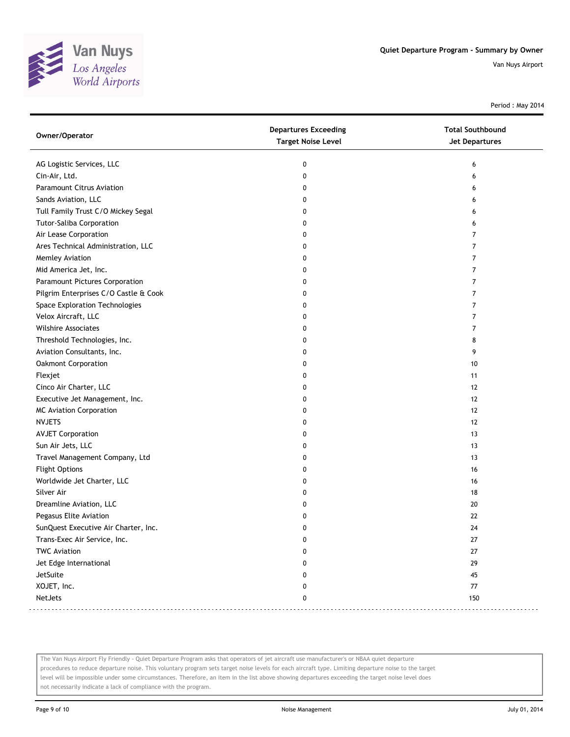| Owner/Operator | Departures Exceeding Target Noise Level | Total Southbound Jet Departures |
| --- | --- | --- |
| AG Logistic Services, LLC | 0 | 6 |
| Cin-Air, Ltd. | 0 | 6 |
| Paramount Citrus Aviation | 0 | 6 |
| Sands Aviation, LLC | 0 | 6 |
| Tull Family Trust C/O Mickey Segal | 0 | 6 |
| Tutor-Saliba Corporation | 0 | 6 |
| Air Lease Corporation | 0 | 7 |
| Ares Technical Administration, LLC | 0 | 7 |
| Memley Aviation | 0 | 7 |
| Mid America Jet, Inc. | 0 | 7 |
| Paramount Pictures Corporation | 0 | 7 |
| Pilgrim Enterprises C/O Castle & Cook | 0 | 7 |
| Space Exploration Technologies | 0 | 7 |
| Velox Aircraft, LLC | 0 | 7 |
| Wilshire Associates | 0 | 7 |
| Threshold Technologies, Inc. | 0 | 8 |
| Aviation Consultants, Inc. | 0 | 9 |
| Oakmont Corporation | 0 | 10 |
| Flexjet | 0 | 11 |
| Cinco Air Charter, LLC | 0 | 12 |
| Executive Jet Management, Inc. | 0 | 12 |
| MC Aviation Corporation | 0 | 12 |
| NVJETS | 0 | 12 |
| AVJET Corporation | 0 | 13 |
| Sun Air Jets, LLC | 0 | 13 |
| Travel Management Company, Ltd | 0 | 13 |
| Flight Options | 0 | 16 |
| Worldwide Jet Charter, LLC | 0 | 16 |
| Silver Air | 0 | 18 |
| Dreamline Aviation, LLC | 0 | 20 |
| Pegasus Elite Aviation | 0 | 22 |
| SunQuest Executive Air Charter, Inc. | 0 | 24 |
| Trans-Exec Air Service, Inc. | 0 | 27 |
| TWC Aviation | 0 | 27 |
| Jet Edge International | 0 | 29 |
| JetSuite | 0 | 45 |
| XOJET, Inc. | 0 | 77 |
| NetJets | 0 | 150 |

The Van Nuys Airport Fly Friendly - Quiet Departure Program asks that operators of jet aircraft use manufacturer's or NBAA quiet departure procedures to reduce departure noise. This voluntary program sets target noise levels for each aircraft type. Limiting departure noise to the target level will be impossible under some circumstances. Therefore, an item in the list above showing departures exceeding the target noise level does not necessarily indicate a lack of compliance with the program.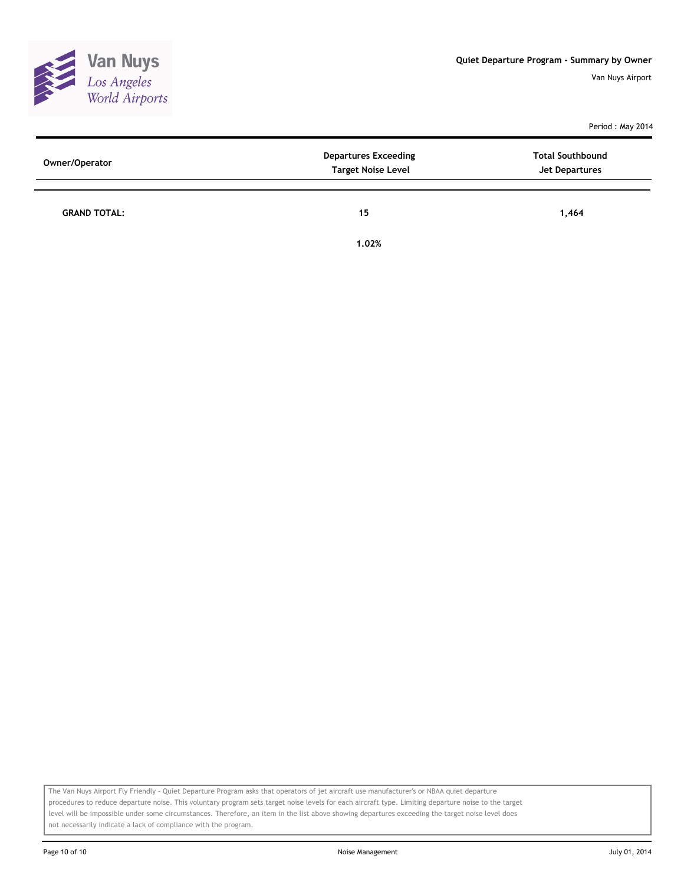Van Nuys
Los Angeles
World Airports

**Quiet Departure Program - Summary by Owner**

Van Nuys Airport

Period : May 2014

| Owner/Operator | Departures Exceeding Target Noise Level | Total Southbound Jet Departures |
| --- | --- | --- |
| **GRAND TOTAL:** | **15** | **1,464** |
| | **1.02%** | |

The Van Nuys Airport Fly Friendly - Quiet Departure Program asks that operators of jet aircraft use manufacturer's or NBAA quiet departure procedures to reduce departure noise. This voluntary program sets target noise levels for each aircraft type. Limiting departure noise to the target level will be impossible under some circumstances. Therefore, an item in the list above showing departures exceeding the target noise level does not necessarily indicate a lack of compliance with the program.